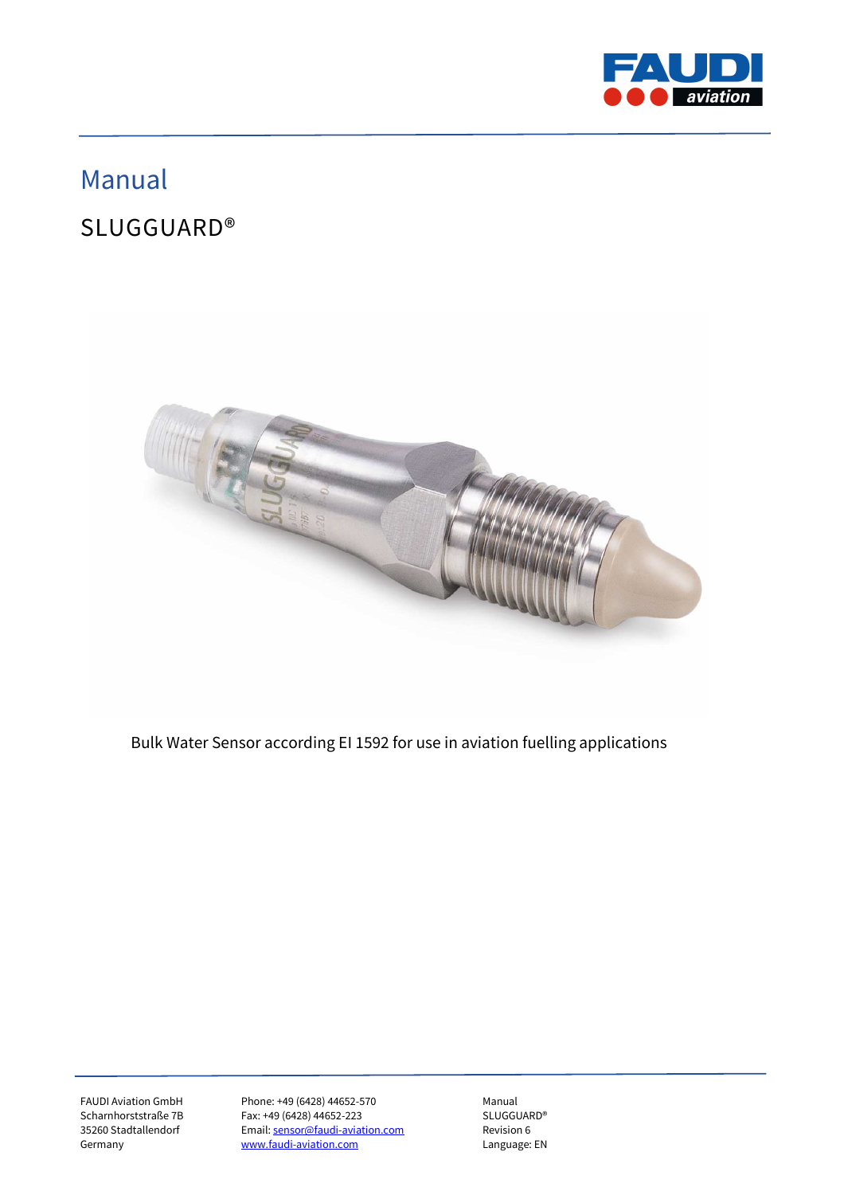# Manual

## SLUGGUARD®

Bulk Water Sensor according EI 1592 for use in aviation fuelling applications

FAUDI Aviation GmbH
Scharnhorststraße 7B
35260 Stadtallendorf
Germany

Phone: +49 (6428) 44652-570
Fax: +49 (6428) 44652-223
Email: sensor@faudi-aviation.com
www.faudi-aviation.com

Manual
SLUGGUARD®
Revision 6
Language: EN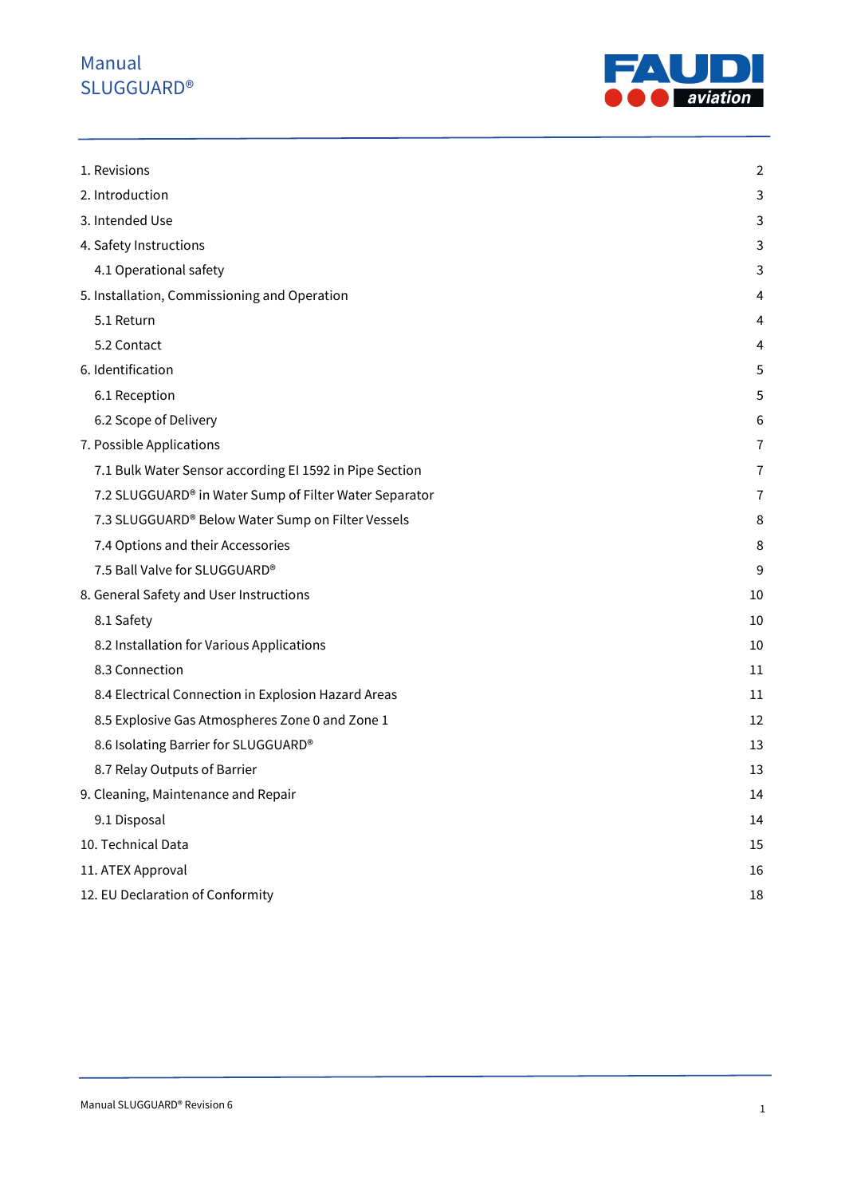Manual
SLUGGUARD®

| | |
|---|---|
| 1. Revisions | 2 |
| 2. Introduction | 3 |
| 3. Intended Use | 3 |
| 4. Safety Instructions | 3 |
| 4.1 Operational safety | 3 |
| 5. Installation, Commissioning and Operation | 4 |
| 5.1 Return | 4 |
| 5.2 Contact | 4 |
| 6. Identification | 5 |
| 6.1 Reception | 5 |
| 6.2 Scope of Delivery | 6 |
| 7. Possible Applications | 7 |
| 7.1 Bulk Water Sensor according EI 1592 in Pipe Section | 7 |
| 7.2 SLUGGUARD® in Water Sump of Filter Water Separator | 7 |
| 7.3 SLUGGUARD® Below Water Sump on Filter Vessels | 8 |
| 7.4 Options and their Accessories | 8 |
| 7.5 Ball Valve for SLUGGUARD® | 9 |
| 8. General Safety and User Instructions | 10 |
| 8.1 Safety | 10 |
| 8.2 Installation for Various Applications | 10 |
| 8.3 Connection | 11 |
| 8.4 Electrical Connection in Explosion Hazard Areas | 11 |
| 8.5 Explosive Gas Atmospheres Zone 0 and Zone 1 | 12 |
| 8.6 Isolating Barrier for SLUGGUARD® | 13 |
| 8.7 Relay Outputs of Barrier | 13 |
| 9. Cleaning, Maintenance and Repair | 14 |
| 9.1 Disposal | 14 |
| 10. Technical Data | 15 |
| 11. ATEX Approval | 16 |
| 12. EU Declaration of Conformity | 18 |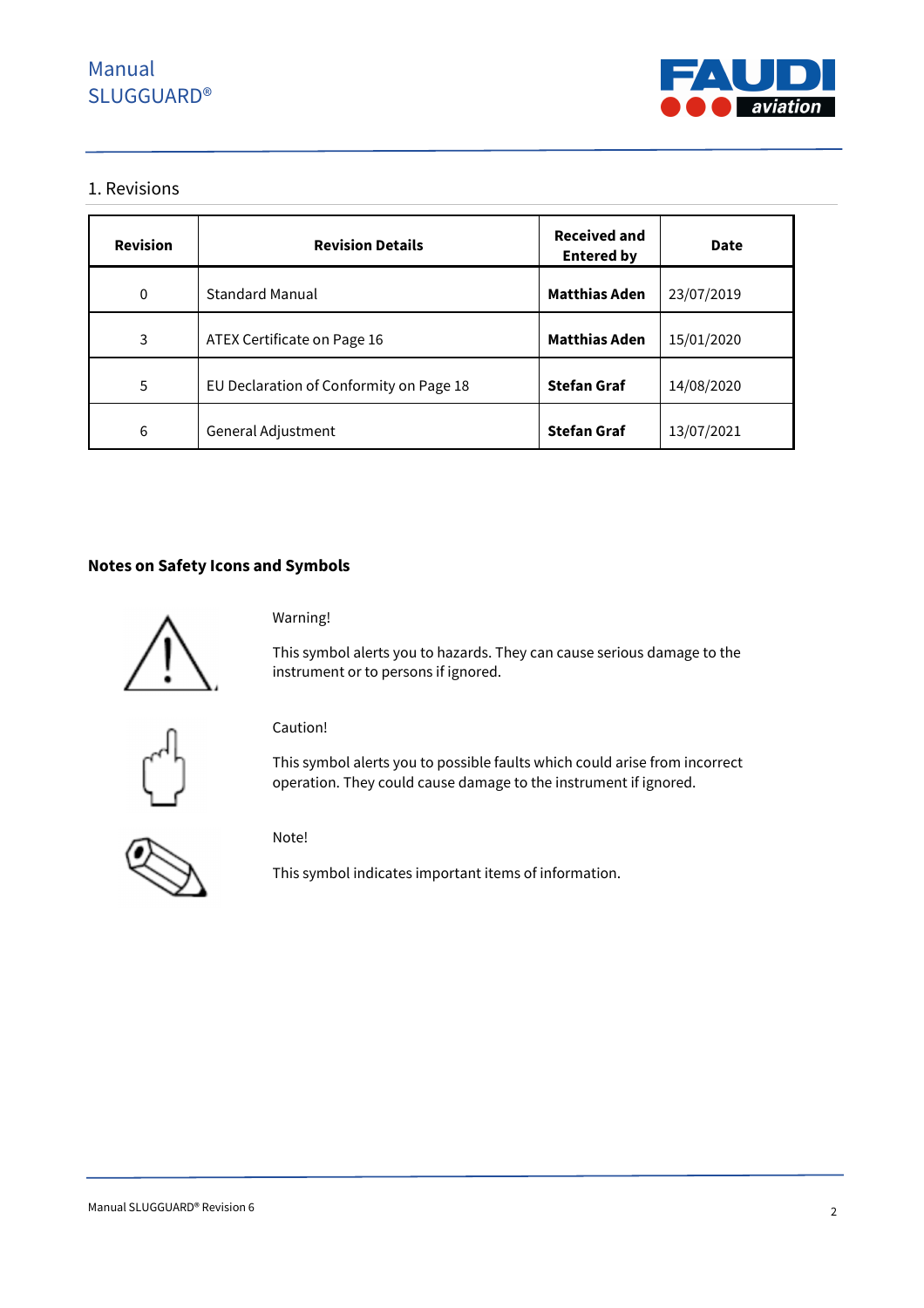## 1. Revisions

| Revision | Revision Details | Received and Entered by | Date |
|---|---|---|---|
| 0 | Standard Manual | **Matthias Aden** | 23/07/2019 |
| 3 | ATEX Certificate on Page 16 | **Matthias Aden** | 15/01/2020 |
| 5 | EU Declaration of Conformity on Page 18 | **Stefan Graf** | 14/08/2020 |
| 6 | General Adjustment | **Stefan Graf** | 13/07/2021 |

**Notes on Safety Icons and Symbols**

Warning!

This symbol alerts you to hazards. They can cause serious damage to the instrument or to persons if ignored.

Caution!

This symbol alerts you to possible faults which could arise from incorrect operation. They could cause damage to the instrument if ignored.

Note!

This symbol indicates important items of information.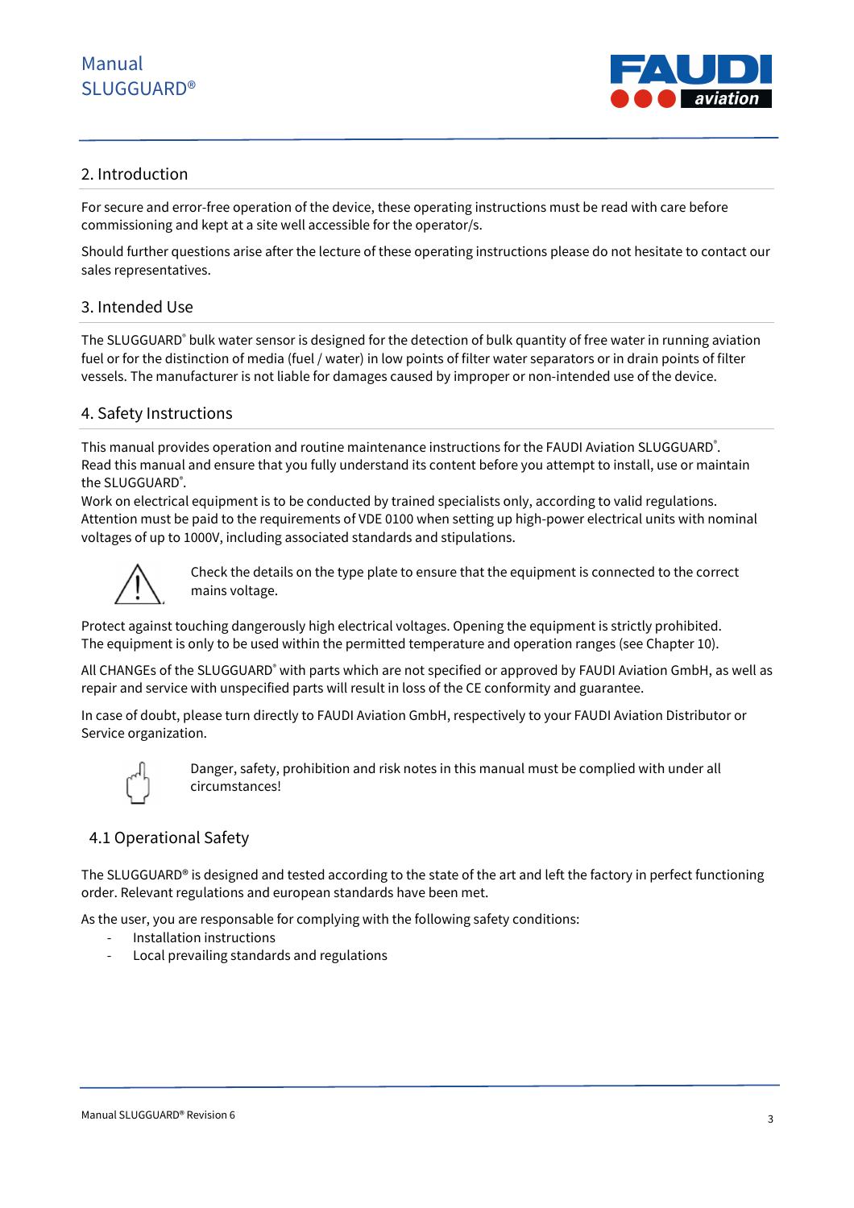## 2. Introduction

For secure and error-free operation of the device, these operating instructions must be read with care before commissioning and kept at a site well accessible for the operator/s.

Should further questions arise after the lecture of these operating instructions please do not hesitate to contact our sales representatives.

## 3. Intended Use

The SLUGGUARD® bulk water sensor is designed for the detection of bulk quantity of free water in running aviation fuel or for the distinction of media (fuel / water) in low points of filter water separators or in drain points of filter vessels. The manufacturer is not liable for damages caused by improper or non-intended use of the device.

## 4. Safety Instructions

This manual provides operation and routine maintenance instructions for the FAUDI Aviation SLUGGUARD®.
Read this manual and ensure that you fully understand its content before you attempt to install, use or maintain the SLUGGUARD®.
Work on electrical equipment is to be conducted by trained specialists only, according to valid regulations.
Attention must be paid to the requirements of VDE 0100 when setting up high-power electrical units with nominal voltages of up to 1000V, including associated standards and stipulations.

Check the details on the type plate to ensure that the equipment is connected to the correct mains voltage.

Protect against touching dangerously high electrical voltages. Opening the equipment is strictly prohibited.
The equipment is only to be used within the permitted temperature and operation ranges (see Chapter 10).

All CHANGEs of the SLUGGUARD® with parts which are not specified or approved by FAUDI Aviation GmbH, as well as repair and service with unspecified parts will result in loss of the CE conformity and guarantee.

In case of doubt, please turn directly to FAUDI Aviation GmbH, respectively to your FAUDI Aviation Distributor or Service organization.

Danger, safety, prohibition and risk notes in this manual must be complied with under all circumstances!

### 4.1 Operational Safety

The SLUGGUARD® is designed and tested according to the state of the art and left the factory in perfect functioning order. Relevant regulations and european standards have been met.

As the user, you are responsable for complying with the following safety conditions:

- Installation instructions
- Local prevailing standards and regulations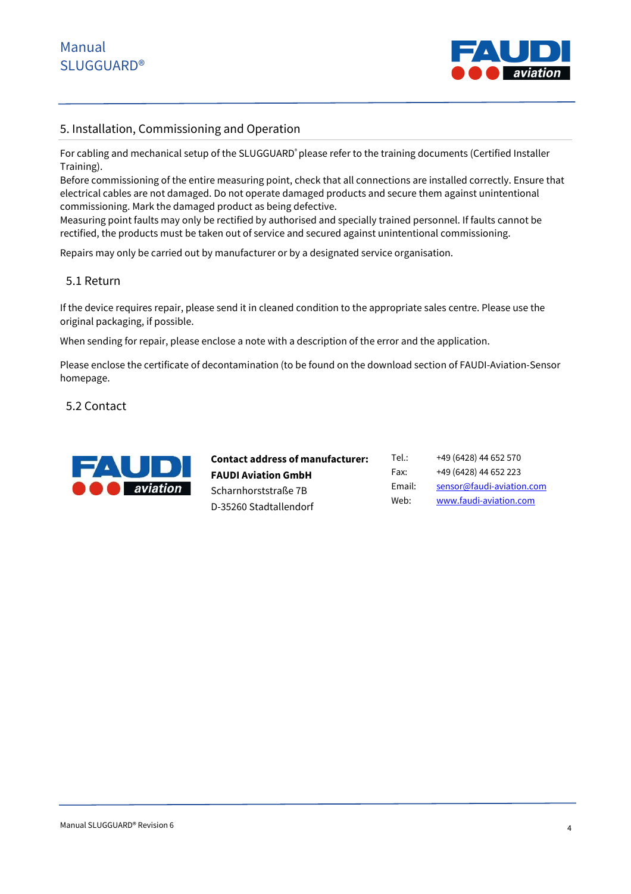## 5. Installation, Commissioning and Operation

For cabling and mechanical setup of the SLUGGUARD® please refer to the training documents (Certified Installer Training).
Before commissioning of the entire measuring point, check that all connections are installed correctly. Ensure that electrical cables are not damaged. Do not operate damaged products and secure them against unintentional commissioning. Mark the damaged product as being defective.
Measuring point faults may only be rectified by authorised and specially trained personnel. If faults cannot be rectified, the products must be taken out of service and secured against unintentional commissioning.

Repairs may only be carried out by manufacturer or by a designated service organisation.

### 5.1 Return

If the device requires repair, please send it in cleaned condition to the appropriate sales centre. Please use the original packaging, if possible.

When sending for repair, please enclose a note with a description of the error and the application.

Please enclose the certificate of decontamination (to be found on the download section of FAUDI-Aviation-Sensor homepage.

### 5.2 Contact

**Contact address of manufacturer:**
**FAUDI Aviation GmbH**
Scharnhorststraße 7B
D-35260 Stadtallendorf

| | |
|---|---|
| Tel.: | +49 (6428) 44 652 570 |
| Fax: | +49 (6428) 44 652 223 |
| Email: | sensor@faudi-aviation.com |
| Web: | www.faudi-aviation.com |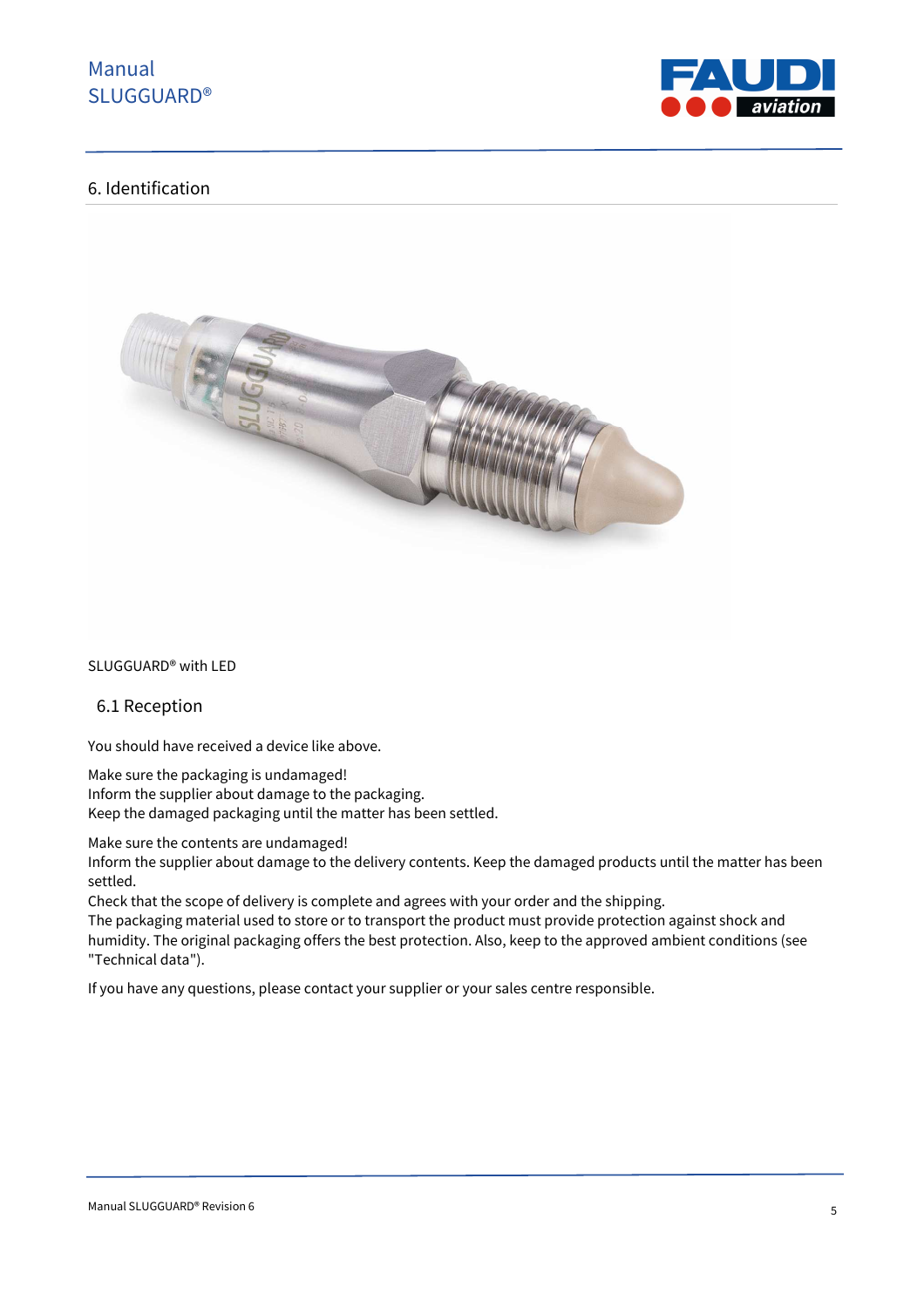# 6. Identification

SLUGGUARD® with LED

## 6.1 Reception

You should have received a device like above.

Make sure the packaging is undamaged!
Inform the supplier about damage to the packaging.
Keep the damaged packaging until the matter has been settled.

Make sure the contents are undamaged!
Inform the supplier about damage to the delivery contents. Keep the damaged products until the matter has been settled.
Check that the scope of delivery is complete and agrees with your order and the shipping.
The packaging material used to store or to transport the product must provide protection against shock and humidity. The original packaging offers the best protection. Also, keep to the approved ambient conditions (see "Technical data").

If you have any questions, please contact your supplier or your sales centre responsible.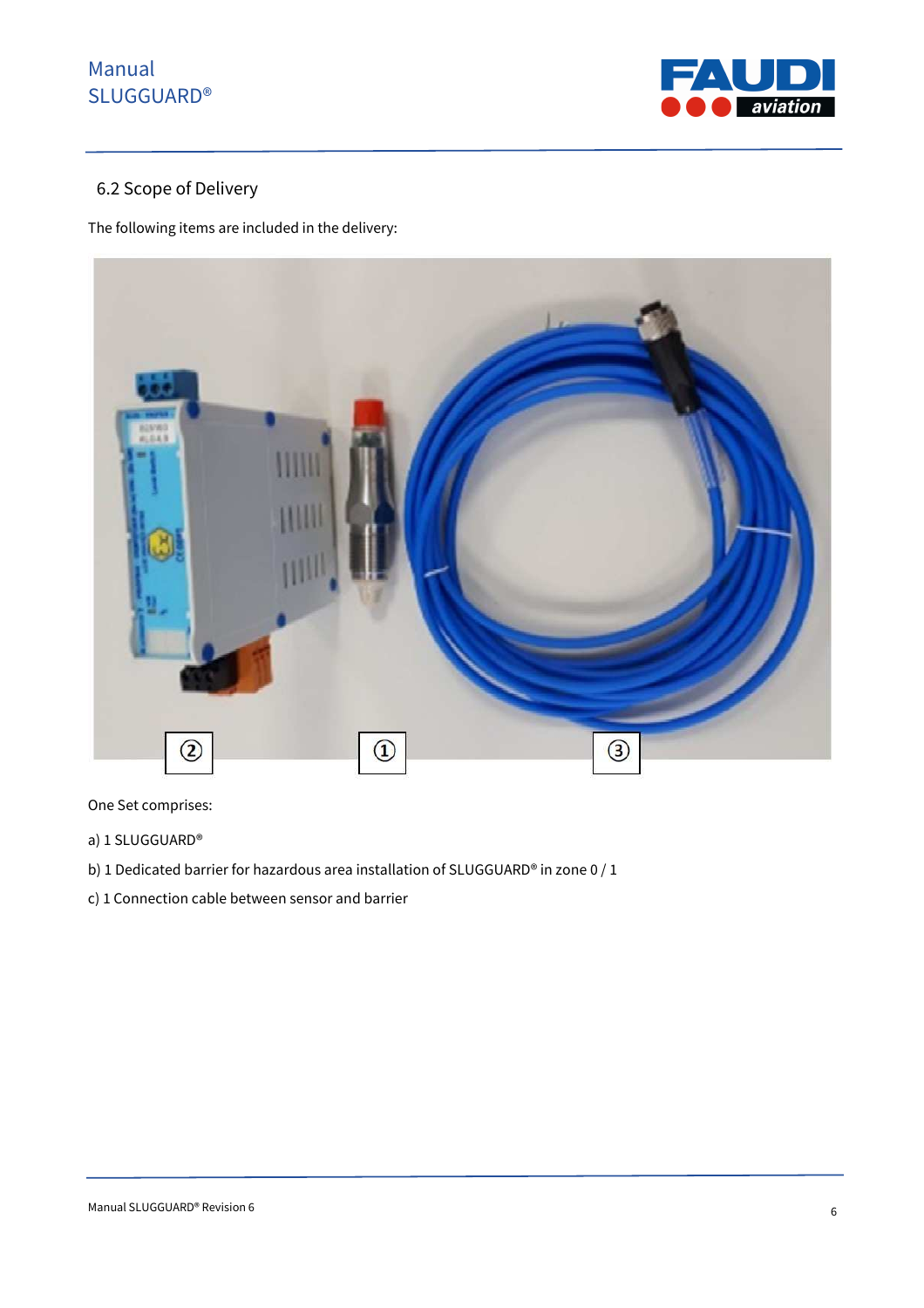## 6.2 Scope of Delivery

The following items are included in the delivery:

② ① ③

One Set comprises:

a) 1 SLUGGUARD®

b) 1 Dedicated barrier for hazardous area installation of SLUGGUARD® in zone 0 / 1

c) 1 Connection cable between sensor and barrier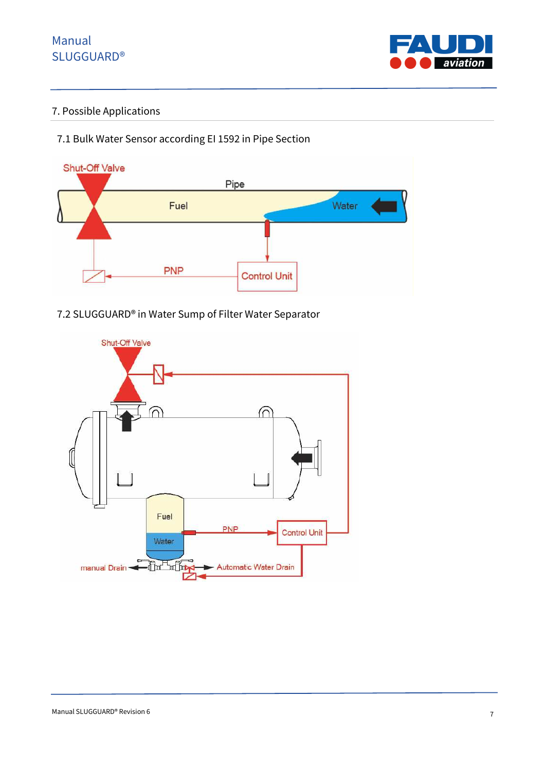## 7. Possible Applications

### 7.1 Bulk Water Sensor according EI 1592 in Pipe Section

### 7.2 SLUGGUARD® in Water Sump of Filter Water Separator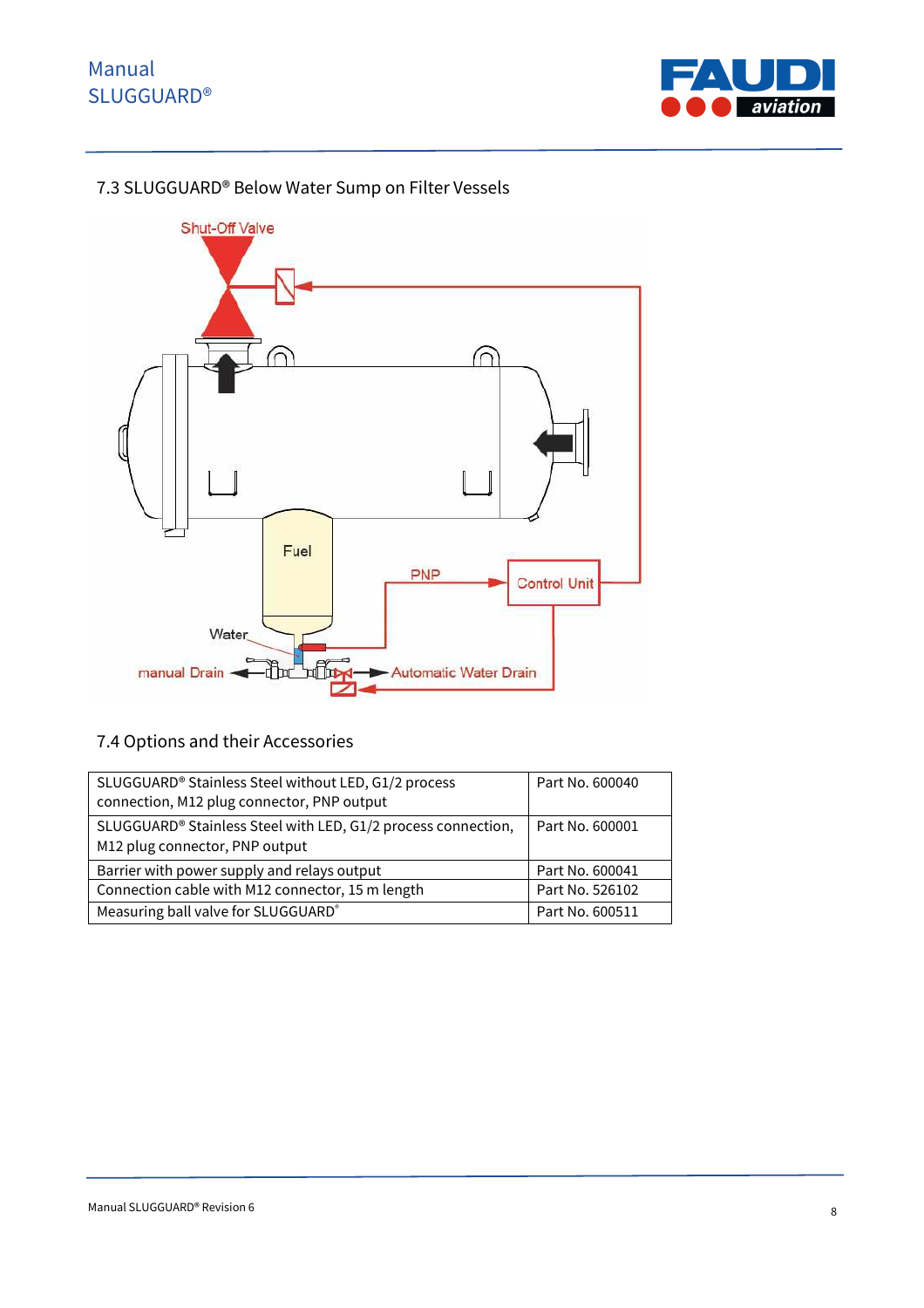## 7.3 SLUGGUARD® Below Water Sump on Filter Vessels

## 7.4 Options and their Accessories

| | |
|---|---|
| SLUGGUARD® Stainless Steel without LED, G1/2 process connection, M12 plug connector, PNP output | Part No. 600040 |
| SLUGGUARD® Stainless Steel with LED, G1/2 process connection, M12 plug connector, PNP output | Part No. 600001 |
| Barrier with power supply and relays output | Part No. 600041 |
| Connection cable with M12 connector, 15 m length | Part No. 526102 |
| Measuring ball valve for SLUGGUARD® | Part No. 600511 |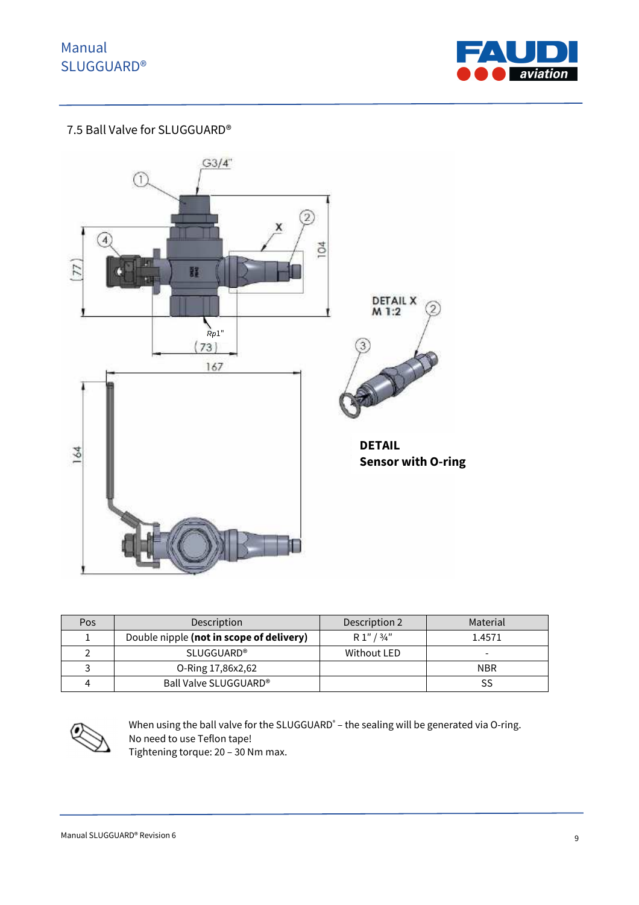## 7.5 Ball Valve for SLUGGUARD®

**DETAIL**
**Sensor with O-ring**

| Pos | Description | Description 2 | Material |
|---|---|---|---|
| 1 | Double nipple **(not in scope of delivery)** | R 1" / ¾" | 1.4571 |
| 2 | SLUGGUARD® | Without LED | - |
| 3 | O-Ring 17,86x2,62 | | NBR |
| 4 | Ball Valve SLUGGUARD® | | SS |

When using the ball valve for the SLUGGUARD® – the sealing will be generated via O-ring.
No need to use Teflon tape!
Tightening torque: 20 – 30 Nm max.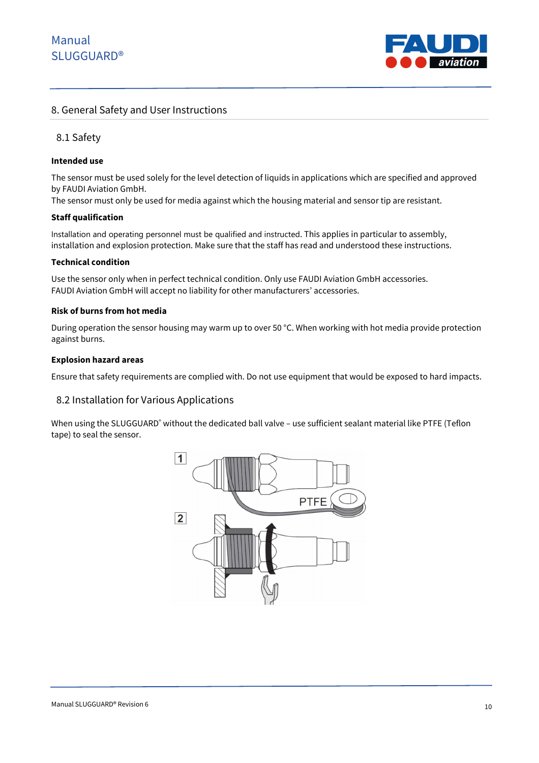# 8. General Safety and User Instructions

## 8.1 Safety

**Intended use**

The sensor must be used solely for the level detection of liquids in applications which are specified and approved by FAUDI Aviation GmbH.
The sensor must only be used for media against which the housing material and sensor tip are resistant.

**Staff qualification**

Installation and operating personnel must be qualified and instructed. This applies in particular to assembly, installation and explosion protection. Make sure that the staff has read and understood these instructions.

**Technical condition**

Use the sensor only when in perfect technical condition. Only use FAUDI Aviation GmbH accessories.
FAUDI Aviation GmbH will accept no liability for other manufacturers' accessories.

**Risk of burns from hot media**

During operation the sensor housing may warm up to over 50 °C. When working with hot media provide protection against burns.

**Explosion hazard areas**

Ensure that safety requirements are complied with. Do not use equipment that would be exposed to hard impacts.

## 8.2 Installation for Various Applications

When using the SLUGGUARD® without the dedicated ball valve – use sufficient sealant material like PTFE (Teflon tape) to seal the sensor.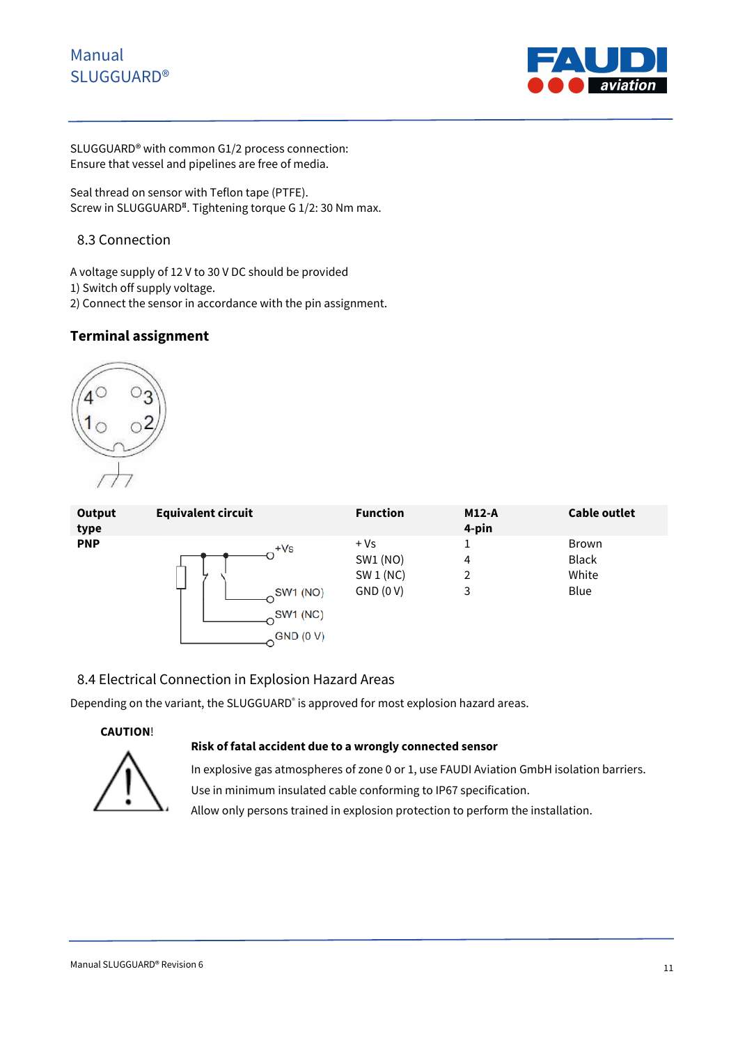SLUGGUARD® with common G1/2 process connection:
Ensure that vessel and pipelines are free of media.

Seal thread on sensor with Teflon tape (PTFE).
Screw in SLUGGUARD®. Tightening torque G 1/2: 30 Nm max.

## 8.3 Connection

A voltage supply of 12 V to 30 V DC should be provided
1) Switch off supply voltage.
2) Connect the sensor in accordance with the pin assignment.

### Terminal assignment

| Output type | Equivalent circuit | Function | M12-A 4-pin | Cable outlet |
|---|---|---|---|---|
| PNP | | + Vs | 1 | Brown |
| | | SW1 (NO) | 4 | Black |
| | | SW 1 (NC) | 2 | White |
| | | GND (0 V) | 3 | Blue |

## 8.4 Electrical Connection in Explosion Hazard Areas

Depending on the variant, the SLUGGUARD® is approved for most explosion hazard areas.

**CAUTION!**

**Risk of fatal accident due to a wrongly connected sensor**

In explosive gas atmospheres of zone 0 or 1, use FAUDI Aviation GmbH isolation barriers.

Use in minimum insulated cable conforming to IP67 specification.

Allow only persons trained in explosion protection to perform the installation.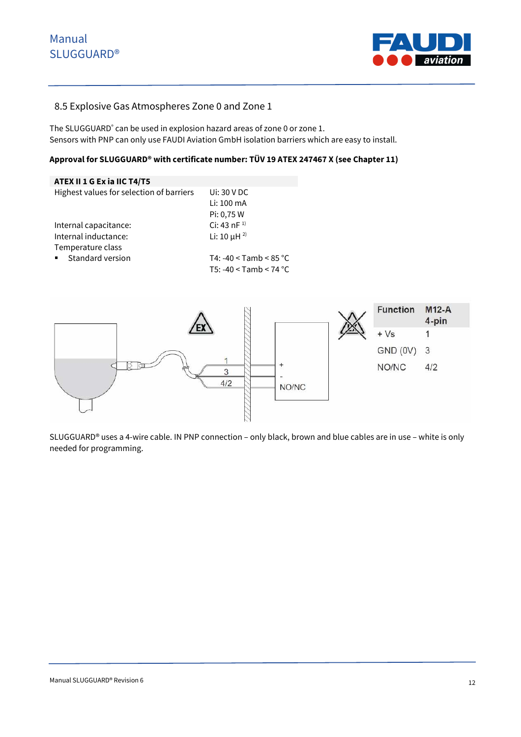## 8.5 Explosive Gas Atmospheres Zone 0 and Zone 1

The SLUGGUARD® can be used in explosion hazard areas of zone 0 or zone 1.
Sensors with PNP can only use FAUDI Aviation GmbH isolation barriers which are easy to install.

**Approval for SLUGGUARD® with certificate number: TÜV 19 ATEX 247467 X (see Chapter 11)**

| **ATEX II 1 G Ex ia IIC T4/T5** | |
|---|---|
| Highest values for selection of barriers | Ui: 30 V DC<br>Li: 100 mA<br>Pi: 0,75 W |
| Internal capacitance: | Ci: 43 nF [1)] |
| Internal inductance: | Li: 10 µH [2)] |
| Temperature class | |
| ▪ Standard version | T4: -40 < Tamb < 85 °C<br>T5: -40 < Tamb < 74 °C |

| Function | M12-A 4-pin |
|---|---|
| + Vs | 1 |
| GND (0V) | 3 |
| NO/NC | 4/2 |

SLUGGUARD® uses a 4-wire cable. IN PNP connection – only black, brown and blue cables are in use – white is only needed for programming.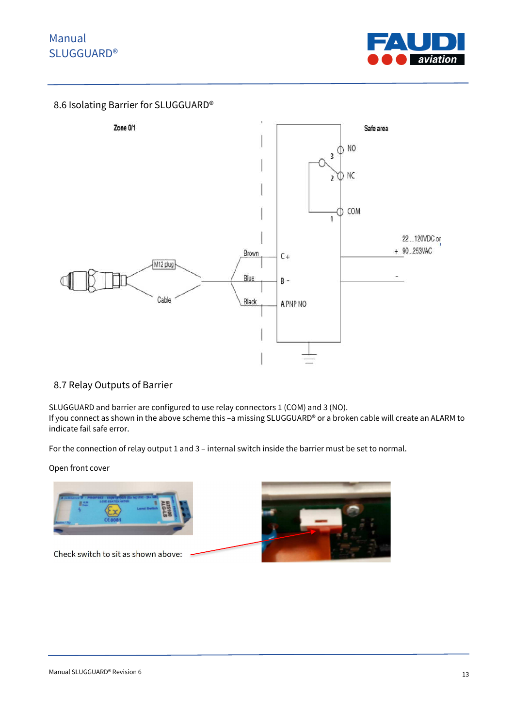## 8.6 Isolating Barrier for SLUGGUARD®

## 8.7 Relay Outputs of Barrier

SLUGGUARD and barrier are configured to use relay connectors 1 (COM) and 3 (NO).
If you connect as shown in the above scheme this –a missing SLUGGUARD® or a broken cable will create an ALARM to indicate fail safe error.

For the connection of relay output 1 and 3 – internal switch inside the barrier must be set to normal.

Open front cover

Check switch to sit as shown above: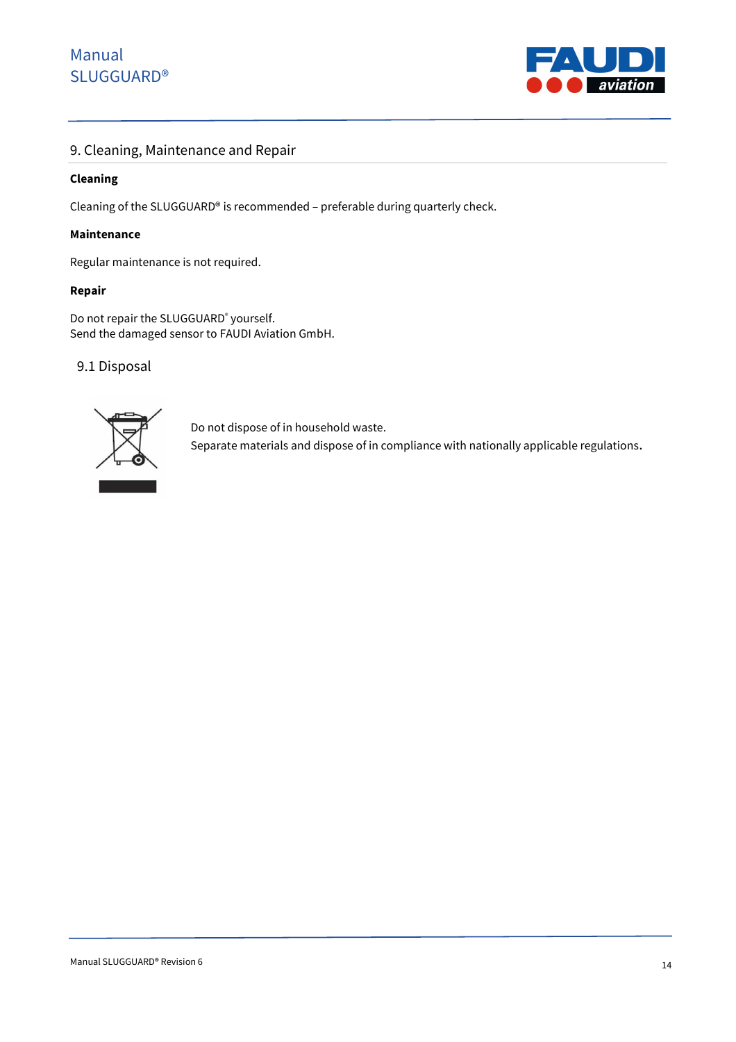## 9. Cleaning, Maintenance and Repair

**Cleaning**

Cleaning of the SLUGGUARD® is recommended – preferable during quarterly check.

**Maintenance**

Regular maintenance is not required.

**Repair**

Do not repair the SLUGGUARD® yourself.
Send the damaged sensor to FAUDI Aviation GmbH.

### 9.1 Disposal

Do not dispose of in household waste.
Separate materials and dispose of in compliance with nationally applicable regulations.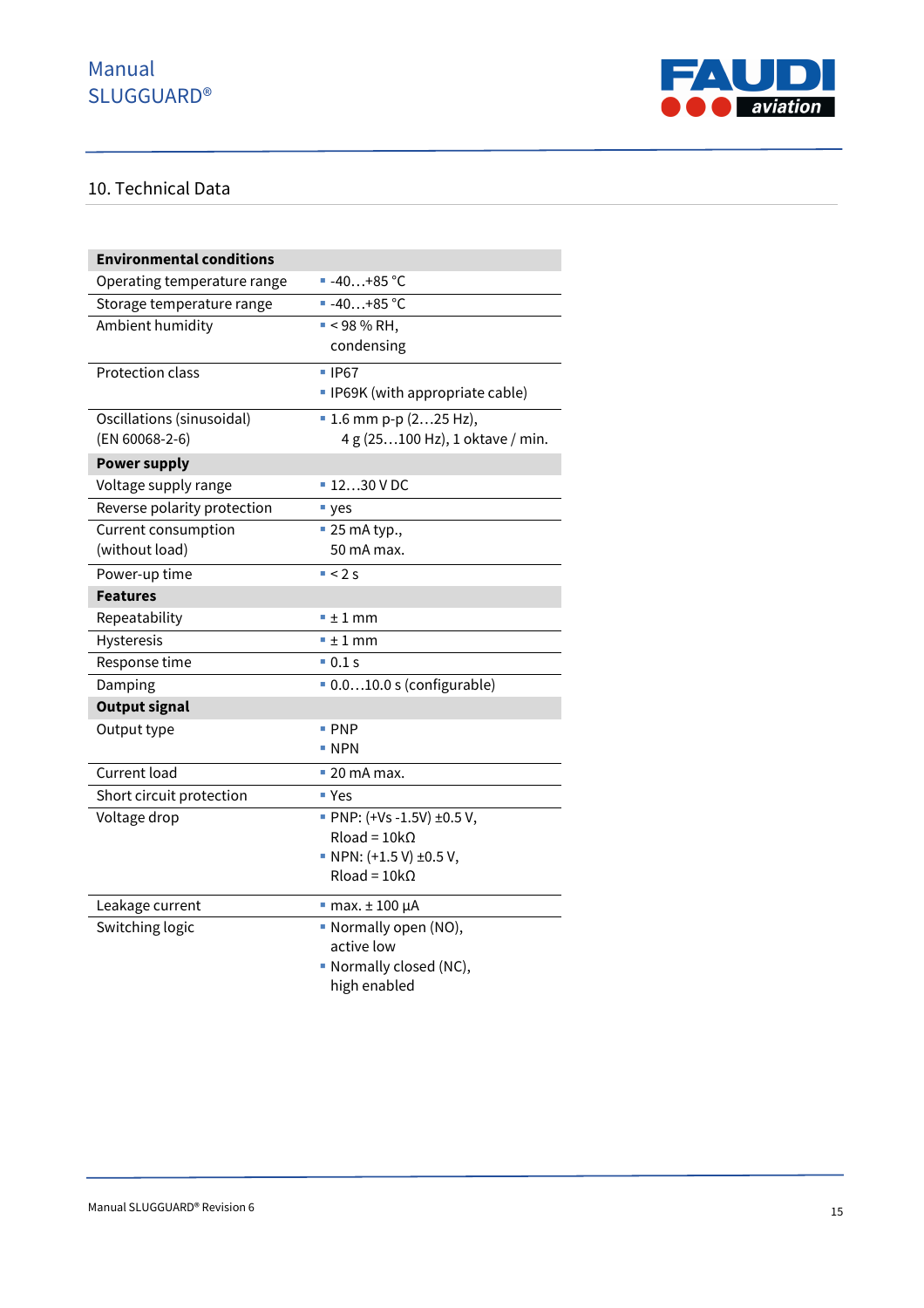## 10. Technical Data

| **Environmental conditions** | |
|---|---|
| Operating temperature range | ▪ -40…+85 °C |
| Storage temperature range | ▪ -40…+85 °C |
| Ambient humidity | ▪ < 98 % RH, condensing |
| Protection class | ▪ IP67<br>▪ IP69K (with appropriate cable) |
| Oscillations (sinusoidal) (EN 60068-2-6) | ▪ 1.6 mm p-p (2…25 Hz), 4 g (25…100 Hz), 1 oktave / min. |
| **Power supply** | |
| Voltage supply range | ▪ 12…30 V DC |
| Reverse polarity protection | ▪ yes |
| Current consumption (without load) | ▪ 25 mA typ., 50 mA max. |
| Power-up time | ▪ < 2 s |
| **Features** | |
| Repeatability | ▪ ± 1 mm |
| Hysteresis | ▪ ± 1 mm |
| Response time | ▪ 0.1 s |
| Damping | ▪ 0.0…10.0 s (configurable) |
| **Output signal** | |
| Output type | ▪ PNP<br>▪ NPN |
| Current load | ▪ 20 mA max. |
| Short circuit protection | ▪ Yes |
| Voltage drop | ▪ PNP: (+Vs -1.5V) ±0.5 V, Rload = 10kΩ<br>▪ NPN: (+1.5 V) ±0.5 V, Rload = 10kΩ |
| Leakage current | ▪ max. ± 100 µA |
| Switching logic | ▪ Normally open (NO), active low<br>▪ Normally closed (NC), high enabled |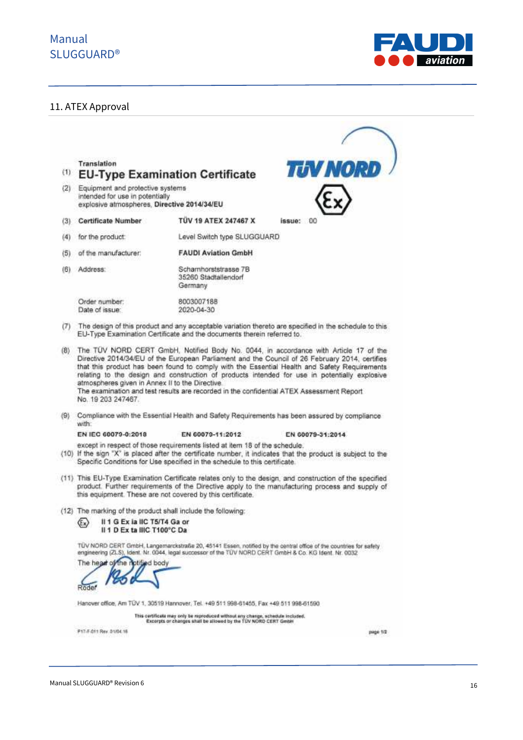## 11. ATEX Approval

Translation

(1) **EU-Type Examination Certificate**

(2) Equipment and protective systems intended for use in potentially explosive atmospheres, **Directive 2014/34/EU**

| | | | |
|---|---|---|---|
| (3) | Certificate Number | **TÜV 19 ATEX 247467 X** | **issue:** 00 |
| (4) | for the product: | Level Switch type SLUGGUARD | |
| (5) | of the manufacturer: | **FAUDI Aviation GmbH** | |
| (6) | Address: | Scharnhorststrasse 7B<br>35260 Stadtallendorf<br>Germany | |
| | Order number:<br>Date of issue: | 8003007188<br>2020-04-30 | |

(7) The design of this product and any acceptable variation thereto are specified in the schedule to this EU-Type Examination Certificate and the documents therein referred to.

(8) The TÜV NORD CERT GmbH, Notified Body No. 0044, in accordance with Article 17 of the Directive 2014/34/EU of the European Parliament and the Council of 26 February 2014, certifies that this product has been found to comply with the Essential Health and Safety Requirements relating to the design and construction of products intended for use in potentially explosive atmospheres given in Annex II to the Directive.
The examination and test results are recorded in the confidential ATEX Assessment Report No. 19 203 247467.

(9) Compliance with the Essential Health and Safety Requirements has been assured by compliance with:

**EN IEC 60079-0:2018** **EN 60079-11:2012** **EN 60079-31:2014**

except in respect of those requirements listed at item 18 of the schedule.

(10) If the sign "X" is placed after the certificate number, it indicates that the product is subject to the Specific Conditions for Use specified in the schedule to this certificate.

(11) This EU-Type Examination Certificate relates only to the design, and construction of the specified product. Further requirements of the Directive apply to the manufacturing process and supply of this equipment. These are not covered by this certificate.

(12) The marking of the product shall include the following:

**II 1 G Ex ia IIC T5/T4 Ga or**
**II 1 D Ex ta IIIC T100°C Da**

TÜV NORD CERT GmbH, Langemarckstraße 20, 45141 Essen, notified by the central office of the countries for safety engineering (ZLS), Ident. Nr. 0044, legal successor of the TÜV NORD CERT GmbH & Co. KG Ident. Nr. 0032

The head of the notified body

Röder

Hanover office, Am TÜV 1, 30519 Hannover, Tel. +49 511 998-61455, Fax +49 511 998-61590

This certificate may only be reproduced without any change, schedule included.
Excerpts or changes shall be allowed by the TÜV NORD CERT GmbH

P17-F-011 Rev. 01/04.16

page 1/2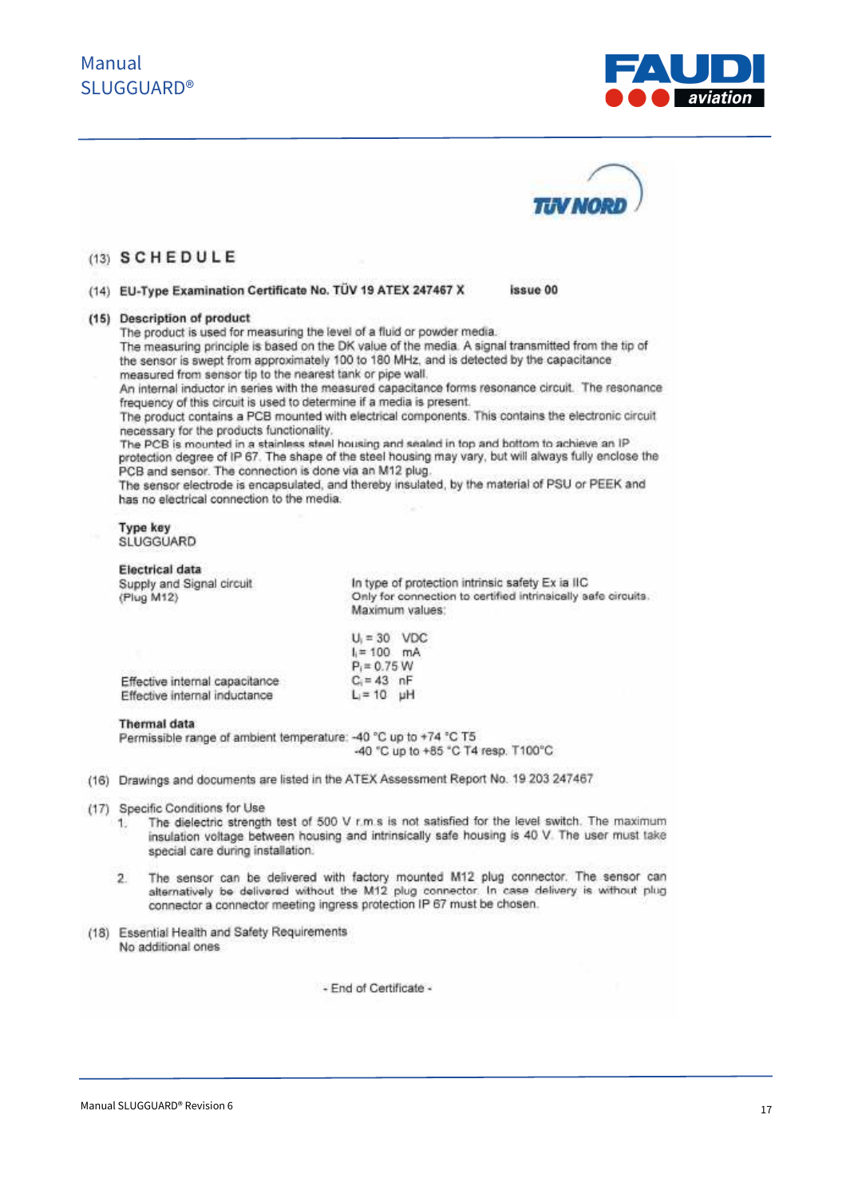(13) **SCHEDULE**

(14) **EU-Type Examination Certificate No. TÜV 19 ATEX 247467 X** **Issue 00**

(15) **Description of product**

The product is used for measuring the level of a fluid or powder media.
The measuring principle is based on the DK value of the media. A signal transmitted from the tip of the sensor is swept from approximately 100 to 180 MHz, and is detected by the capacitance measured from sensor tip to the nearest tank or pipe wall.
An internal inductor in series with the measured capacitance forms resonance circuit. The resonance frequency of this circuit is used to determine if a media is present.
The product contains a PCB mounted with electrical components. This contains the electronic circuit necessary for the products functionality.
The PCB is mounted in a stainless steel housing and sealed in top and bottom to achieve an IP protection degree of IP 67. The shape of the steel housing may vary, but will always fully enclose the PCB and sensor. The connection is done via an M12 plug.
The sensor electrode is encapsulated, and thereby insulated, by the material of PSU or PEEK and has no electrical connection to the media.

**Type key**
SLUGGUARD

**Electrical data**

| | |
|---|---|
| Supply and Signal circuit (Plug M12) | In type of protection intrinsic safety Ex ia IIC<br>Only for connection to certified intrinsically safe circuits.<br>Maximum values: |
| | $U_i$ = 30 VDC<br>$I_i$ = 100 mA<br>$P_i$ = 0.75 W |
| Effective internal capacitance | $C_i$ = 43 nF |
| Effective internal inductance | $L_i$ = 10 µH |

**Thermal data**
Permissible range of ambient temperature: -40 °C up to +74 °C T5
-40 °C up to +85 °C T4 resp. T100°C

(16) Drawings and documents are listed in the ATEX Assessment Report No. 19 203 247467

(17) Specific Conditions for Use

1. The dielectric strength test of 500 V r.m.s is not satisfied for the level switch. The maximum insulation voltage between housing and intrinsically safe housing is 40 V. The user must take special care during installation.

2. The sensor can be delivered with factory mounted M12 plug connector. The sensor can alternatively be delivered without the M12 plug connector. In case delivery is without plug connector a connector meeting ingress protection IP 67 must be chosen.

(18) Essential Health and Safety Requirements
No additional ones

- End of Certificate -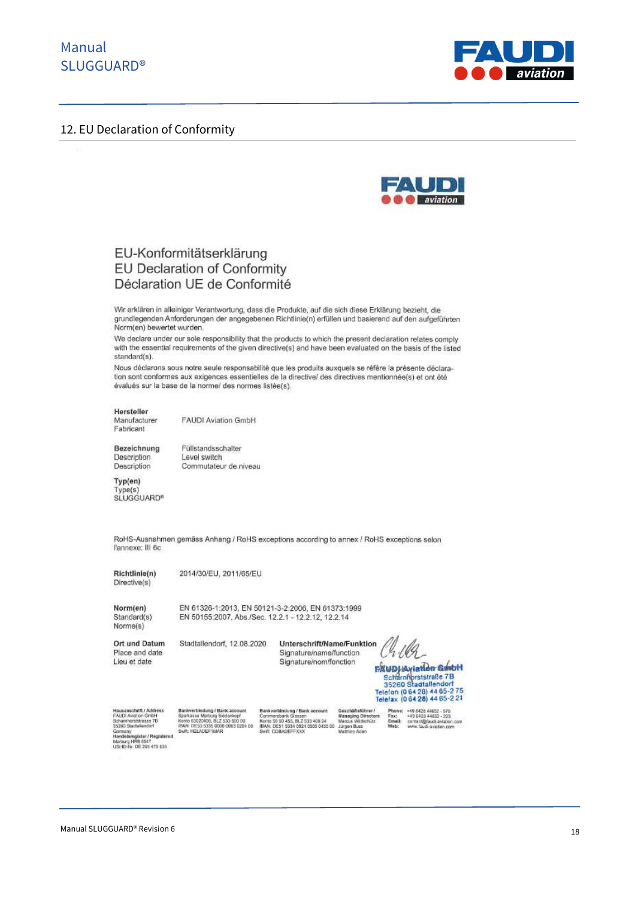## 12. EU Declaration of Conformity

# EU-Konformitätserklärung
# EU Declaration of Conformity
# Déclaration UE de Conformité

Wir erklären in alleiniger Verantwortung, dass die Produkte, auf die sich diese Erklärung bezieht, die grundlegenden Anforderungen der angegebenen Richtlinie(n) erfüllen und basierend auf den aufgeführten Norm(en) bewertet wurden.

We declare under our sole responsibility that the products to which the present declaration relates comply with the essential requirements of the given directive(s) and have been evaluated on the basis of the listed standard(s).

Nous déclarons sous notre seule responsabilité que les produits auxquels se réfère la présente déclaration sont conformes aux exigences essentielles de la directive/ des directives mentionnée(s) et ont été évalués sur la base de la norme/ des normes listée(s).

**Hersteller**
Manufacturer
Fabricant

FAUDI Aviation GmbH

**Bezeichnung**
Description
Description

Füllstandsschalter
Level switch
Commutateur de niveau

**Typ(en)**
Type(s)
SLUGGUARD®

RoHS-Ausnahmen gemäss Anhang / RoHS exceptions according to annex / RoHS exceptions selon l'annexe: III 6c

**Richtlinie(n)**
Directive(s)

2014/30/EU, 2011/65/EU

**Norm(en)**
Standard(s)
Norme(s)

EN 61326-1:2013, EN 50121-3-2:2006, EN 61373:1999
EN 50155:2007, Abs./Sec. 12.2.1 - 12.2.12, 12.2.14

**Ort und Datum**
Place and date
Lieu et date

Stadtallendorf, 12.08.2020

**Unterschrift/Name/Funktion**
Signature/name/function
Signature/nom/fonction

FAUDI Aviation GmbH
Schar nhorststraße 7B
35260 Stadtallendorf
Telefon (0 64 28) 44 65-2 75
Telefax (0 64 28) 44 65-2 21

**Hausanschrift / Address**
FAUDI Aviation GmbH
Scharnhorststrasse 7B
35260 Stadtallendorf
Germany
**Handelsregister / Registered**
Marburg HRB 5547
USt-ID-Nr. DE 265 479 536

**Bankverbindung / Bank account**
Sparkasse Marburg Biedenkopf
Konto 63020406, BLZ 533 500 00
IBAN: DE53 5335 0000 0063 0204 00
Swift: HELADEF1MAR

**Bankverbindung / Bank account**
Commerzbank Giessen
Konto 50 50 455, BLZ 533 400 24
IBAN: DE51 5334 0024 0505 0455 00
Swift: COBADEFFXXX

**Geschäftsführer / Managing Directors**
Marcus Wittlinger
Jürgen Buss
Matthias Aden

**Phone:** +49 6428 44652 - 570
**Fax:** +49 6428 44652 - 223
**Email:** contact@faudi-aviation.com
**Web:** www.faudi-aviation.com